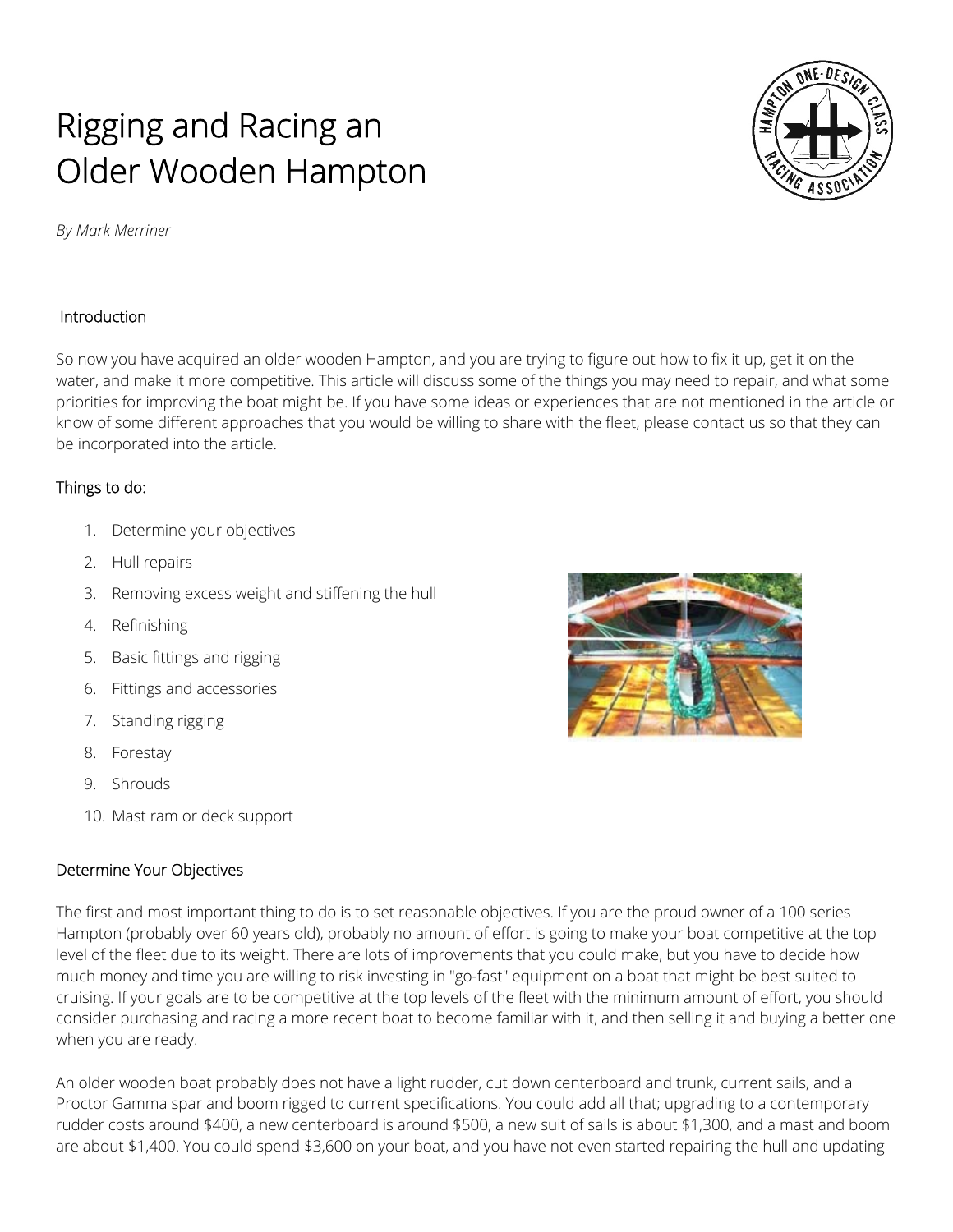# Rigging and Racing an Older Wooden Hampton

*By Mark Merriner*

## Introduction

So now you have acquired an older wooden Hampton, and you are trying to figure out how to fix it up, get it on the water, and make it more competitive. This article will discuss some of the things you may need to repair, and what some priorities for improving the boat might be. If you have some ideas or experiences that are not mentioned in the article or know of some different approaches that you would be willing to share with the fleet, please contact us so that they can be incorporated into the article.

## Things to do:

1. Determine your objectives
2. Hull repairs
3. Removing excess weight and stiffening the hull
4. Refinishing
5. Basic fittings and rigging
6. Fittings and accessories
7. Standing rigging
8. Forestay
9. Shrouds
10. Mast ram or deck support

## Determine Your Objectives

The first and most important thing to do is to set reasonable objectives. If you are the proud owner of a 100 series Hampton (probably over 60 years old), probably no amount of effort is going to make your boat competitive at the top level of the fleet due to its weight. There are lots of improvements that you could make, but you have to decide how much money and time you are willing to risk investing in "go-fast" equipment on a boat that might be best suited to cruising. If your goals are to be competitive at the top levels of the fleet with the minimum amount of effort, you should consider purchasing and racing a more recent boat to become familiar with it, and then selling it and buying a better one when you are ready.

An older wooden boat probably does not have a light rudder, cut down centerboard and trunk, current sails, and a Proctor Gamma spar and boom rigged to current specifications. You could add all that; upgrading to a contemporary rudder costs around $400, a new centerboard is around $500, a new suit of sails is about $1,300, and a mast and boom are about $1,400. You could spend $3,600 on your boat, and you have not even started repairing the hull and updating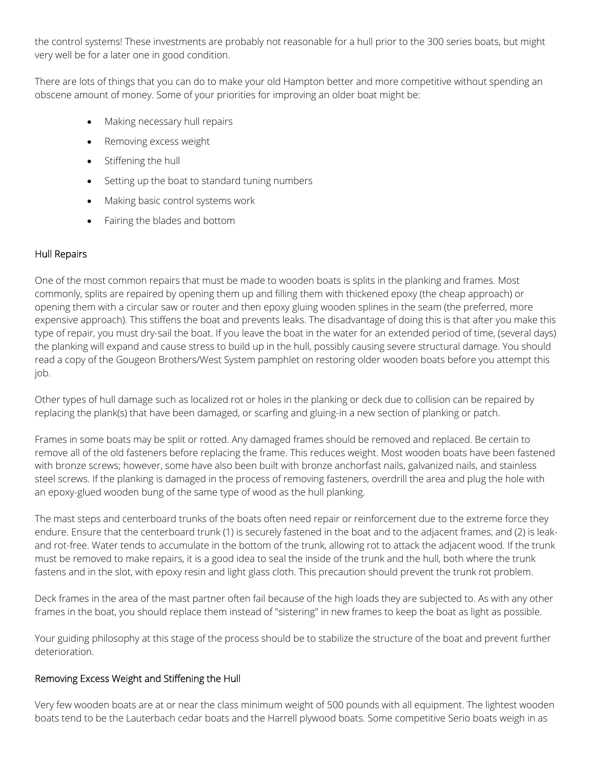the control systems! These investments are probably not reasonable for a hull prior to the 300 series boats, but might very well be for a later one in good condition.

There are lots of things that you can do to make your old Hampton better and more competitive without spending an obscene amount of money. Some of your priorities for improving an older boat might be:

- Making necessary hull repairs
- Removing excess weight
- Stiffening the hull
- Setting up the boat to standard tuning numbers
- Making basic control systems work
- Fairing the blades and bottom

### Hull Repairs

One of the most common repairs that must be made to wooden boats is splits in the planking and frames. Most commonly, splits are repaired by opening them up and filling them with thickened epoxy (the cheap approach) or opening them with a circular saw or router and then epoxy gluing wooden splines in the seam (the preferred, more expensive approach). This stiffens the boat and prevents leaks. The disadvantage of doing this is that after you make this type of repair, you must dry-sail the boat. If you leave the boat in the water for an extended period of time, (several days) the planking will expand and cause stress to build up in the hull, possibly causing severe structural damage. You should read a copy of the Gougeon Brothers/West System pamphlet on restoring older wooden boats before you attempt this job.

Other types of hull damage such as localized rot or holes in the planking or deck due to collision can be repaired by replacing the plank(s) that have been damaged, or scarfing and gluing-in a new section of planking or patch.

Frames in some boats may be split or rotted. Any damaged frames should be removed and replaced. Be certain to remove all of the old fasteners before replacing the frame. This reduces weight. Most wooden boats have been fastened with bronze screws; however, some have also been built with bronze anchorfast nails, galvanized nails, and stainless steel screws. If the planking is damaged in the process of removing fasteners, overdrill the area and plug the hole with an epoxy-glued wooden bung of the same type of wood as the hull planking.

The mast steps and centerboard trunks of the boats often need repair or reinforcement due to the extreme force they endure. Ensure that the centerboard trunk (1) is securely fastened in the boat and to the adjacent frames, and (2) is leak- and rot-free. Water tends to accumulate in the bottom of the trunk, allowing rot to attack the adjacent wood. If the trunk must be removed to make repairs, it is a good idea to seal the inside of the trunk and the hull, both where the trunk fastens and in the slot, with epoxy resin and light glass cloth. This precaution should prevent the trunk rot problem.

Deck frames in the area of the mast partner often fail because of the high loads they are subjected to. As with any other frames in the boat, you should replace them instead of "sistering" in new frames to keep the boat as light as possible.

Your guiding philosophy at this stage of the process should be to stabilize the structure of the boat and prevent further deterioration.

### Removing Excess Weight and Stiffening the Hull

Very few wooden boats are at or near the class minimum weight of 500 pounds with all equipment. The lightest wooden boats tend to be the Lauterbach cedar boats and the Harrell plywood boats. Some competitive Serio boats weigh in as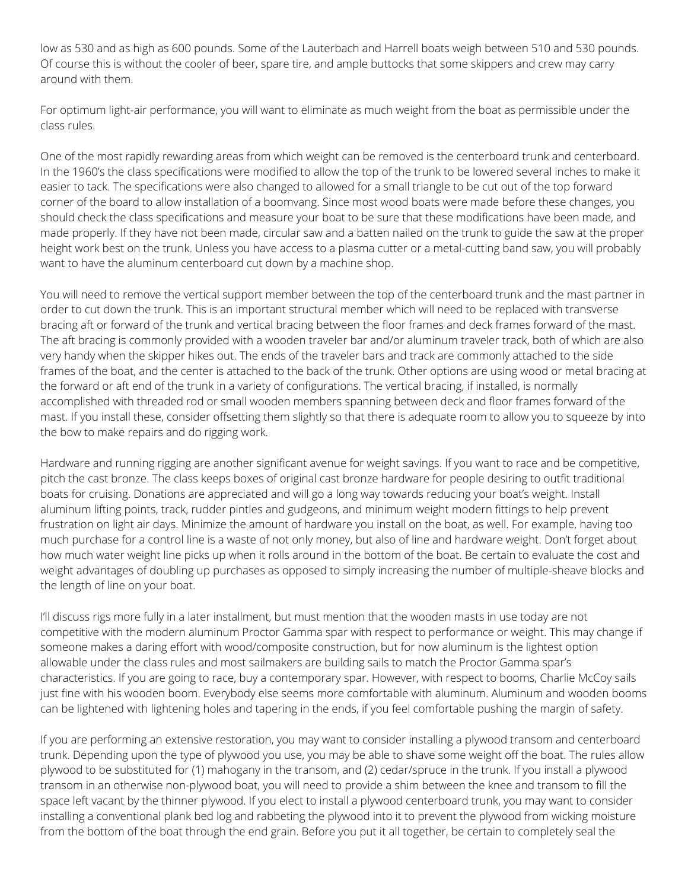low as 530 and as high as 600 pounds. Some of the Lauterbach and Harrell boats weigh between 510 and 530 pounds. Of course this is without the cooler of beer, spare tire, and ample buttocks that some skippers and crew may carry around with them.

For optimum light-air performance, you will want to eliminate as much weight from the boat as permissible under the class rules.

One of the most rapidly rewarding areas from which weight can be removed is the centerboard trunk and centerboard. In the 1960's the class specifications were modified to allow the top of the trunk to be lowered several inches to make it easier to tack. The specifications were also changed to allowed for a small triangle to be cut out of the top forward corner of the board to allow installation of a boomvang. Since most wood boats were made before these changes, you should check the class specifications and measure your boat to be sure that these modifications have been made, and made properly. If they have not been made, circular saw and a batten nailed on the trunk to guide the saw at the proper height work best on the trunk. Unless you have access to a plasma cutter or a metal-cutting band saw, you will probably want to have the aluminum centerboard cut down by a machine shop.

You will need to remove the vertical support member between the top of the centerboard trunk and the mast partner in order to cut down the trunk. This is an important structural member which will need to be replaced with transverse bracing aft or forward of the trunk and vertical bracing between the floor frames and deck frames forward of the mast. The aft bracing is commonly provided with a wooden traveler bar and/or aluminum traveler track, both of which are also very handy when the skipper hikes out. The ends of the traveler bars and track are commonly attached to the side frames of the boat, and the center is attached to the back of the trunk. Other options are using wood or metal bracing at the forward or aft end of the trunk in a variety of configurations. The vertical bracing, if installed, is normally accomplished with threaded rod or small wooden members spanning between deck and floor frames forward of the mast. If you install these, consider offsetting them slightly so that there is adequate room to allow you to squeeze by into the bow to make repairs and do rigging work.

Hardware and running rigging are another significant avenue for weight savings. If you want to race and be competitive, pitch the cast bronze. The class keeps boxes of original cast bronze hardware for people desiring to outfit traditional boats for cruising. Donations are appreciated and will go a long way towards reducing your boat's weight. Install aluminum lifting points, track, rudder pintles and gudgeons, and minimum weight modern fittings to help prevent frustration on light air days. Minimize the amount of hardware you install on the boat, as well. For example, having too much purchase for a control line is a waste of not only money, but also of line and hardware weight. Don't forget about how much water weight line picks up when it rolls around in the bottom of the boat. Be certain to evaluate the cost and weight advantages of doubling up purchases as opposed to simply increasing the number of multiple-sheave blocks and the length of line on your boat.

I'll discuss rigs more fully in a later installment, but must mention that the wooden masts in use today are not competitive with the modern aluminum Proctor Gamma spar with respect to performance or weight. This may change if someone makes a daring effort with wood/composite construction, but for now aluminum is the lightest option allowable under the class rules and most sailmakers are building sails to match the Proctor Gamma spar's characteristics. If you are going to race, buy a contemporary spar. However, with respect to booms, Charlie McCoy sails just fine with his wooden boom. Everybody else seems more comfortable with aluminum. Aluminum and wooden booms can be lightened with lightening holes and tapering in the ends, if you feel comfortable pushing the margin of safety.

If you are performing an extensive restoration, you may want to consider installing a plywood transom and centerboard trunk. Depending upon the type of plywood you use, you may be able to shave some weight off the boat. The rules allow plywood to be substituted for (1) mahogany in the transom, and (2) cedar/spruce in the trunk. If you install a plywood transom in an otherwise non-plywood boat, you will need to provide a shim between the knee and transom to fill the space left vacant by the thinner plywood. If you elect to install a plywood centerboard trunk, you may want to consider installing a conventional plank bed log and rabbeting the plywood into it to prevent the plywood from wicking moisture from the bottom of the boat through the end grain. Before you put it all together, be certain to completely seal the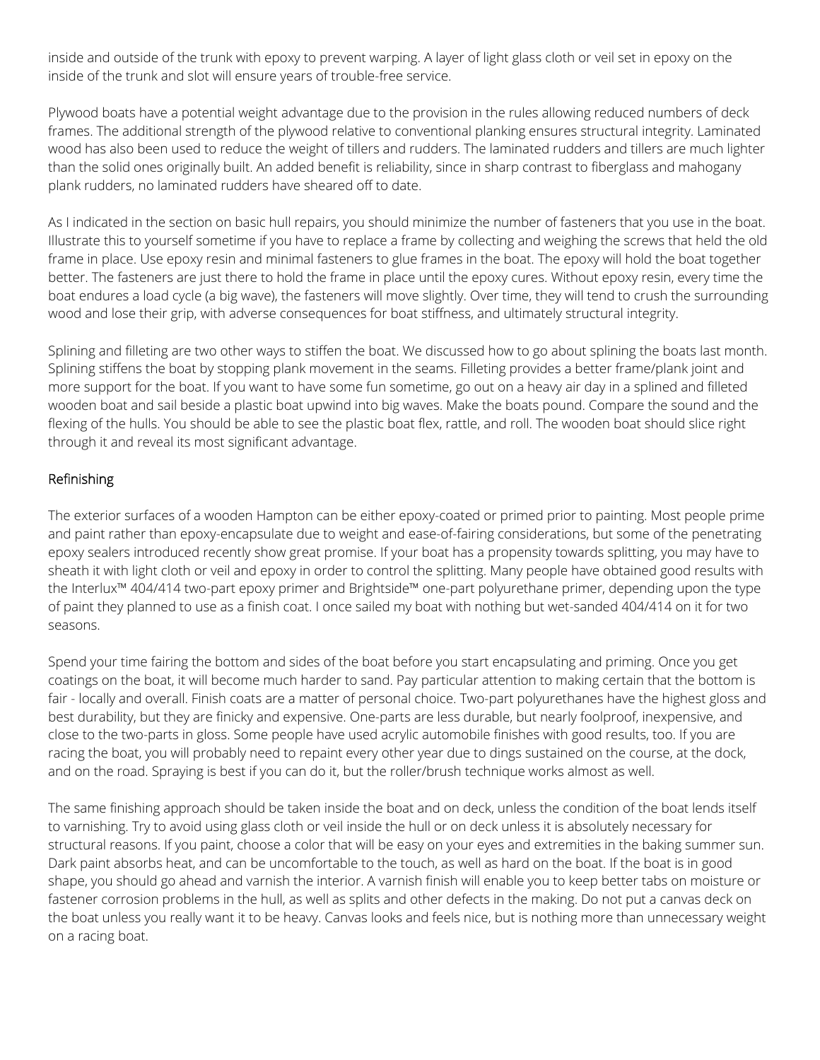inside and outside of the trunk with epoxy to prevent warping. A layer of light glass cloth or veil set in epoxy on the inside of the trunk and slot will ensure years of trouble-free service.

Plywood boats have a potential weight advantage due to the provision in the rules allowing reduced numbers of deck frames. The additional strength of the plywood relative to conventional planking ensures structural integrity. Laminated wood has also been used to reduce the weight of tillers and rudders. The laminated rudders and tillers are much lighter than the solid ones originally built. An added benefit is reliability, since in sharp contrast to fiberglass and mahogany plank rudders, no laminated rudders have sheared off to date.

As I indicated in the section on basic hull repairs, you should minimize the number of fasteners that you use in the boat. Illustrate this to yourself sometime if you have to replace a frame by collecting and weighing the screws that held the old frame in place. Use epoxy resin and minimal fasteners to glue frames in the boat. The epoxy will hold the boat together better. The fasteners are just there to hold the frame in place until the epoxy cures. Without epoxy resin, every time the boat endures a load cycle (a big wave), the fasteners will move slightly. Over time, they will tend to crush the surrounding wood and lose their grip, with adverse consequences for boat stiffness, and ultimately structural integrity.

Splining and filleting are two other ways to stiffen the boat. We discussed how to go about splining the boats last month. Splining stiffens the boat by stopping plank movement in the seams. Filleting provides a better frame/plank joint and more support for the boat. If you want to have some fun sometime, go out on a heavy air day in a splined and filleted wooden boat and sail beside a plastic boat upwind into big waves. Make the boats pound. Compare the sound and the flexing of the hulls. You should be able to see the plastic boat flex, rattle, and roll. The wooden boat should slice right through it and reveal its most significant advantage.

## Refinishing

The exterior surfaces of a wooden Hampton can be either epoxy-coated or primed prior to painting. Most people prime and paint rather than epoxy-encapsulate due to weight and ease-of-fairing considerations, but some of the penetrating epoxy sealers introduced recently show great promise. If your boat has a propensity towards splitting, you may have to sheath it with light cloth or veil and epoxy in order to control the splitting. Many people have obtained good results with the Interlux™ 404/414 two-part epoxy primer and Brightside™ one-part polyurethane primer, depending upon the type of paint they planned to use as a finish coat. I once sailed my boat with nothing but wet-sanded 404/414 on it for two seasons.

Spend your time fairing the bottom and sides of the boat before you start encapsulating and priming. Once you get coatings on the boat, it will become much harder to sand. Pay particular attention to making certain that the bottom is fair - locally and overall. Finish coats are a matter of personal choice. Two-part polyurethanes have the highest gloss and best durability, but they are finicky and expensive. One-parts are less durable, but nearly foolproof, inexpensive, and close to the two-parts in gloss. Some people have used acrylic automobile finishes with good results, too. If you are racing the boat, you will probably need to repaint every other year due to dings sustained on the course, at the dock, and on the road. Spraying is best if you can do it, but the roller/brush technique works almost as well.

The same finishing approach should be taken inside the boat and on deck, unless the condition of the boat lends itself to varnishing. Try to avoid using glass cloth or veil inside the hull or on deck unless it is absolutely necessary for structural reasons. If you paint, choose a color that will be easy on your eyes and extremities in the baking summer sun. Dark paint absorbs heat, and can be uncomfortable to the touch, as well as hard on the boat. If the boat is in good shape, you should go ahead and varnish the interior. A varnish finish will enable you to keep better tabs on moisture or fastener corrosion problems in the hull, as well as splits and other defects in the making. Do not put a canvas deck on the boat unless you really want it to be heavy. Canvas looks and feels nice, but is nothing more than unnecessary weight on a racing boat.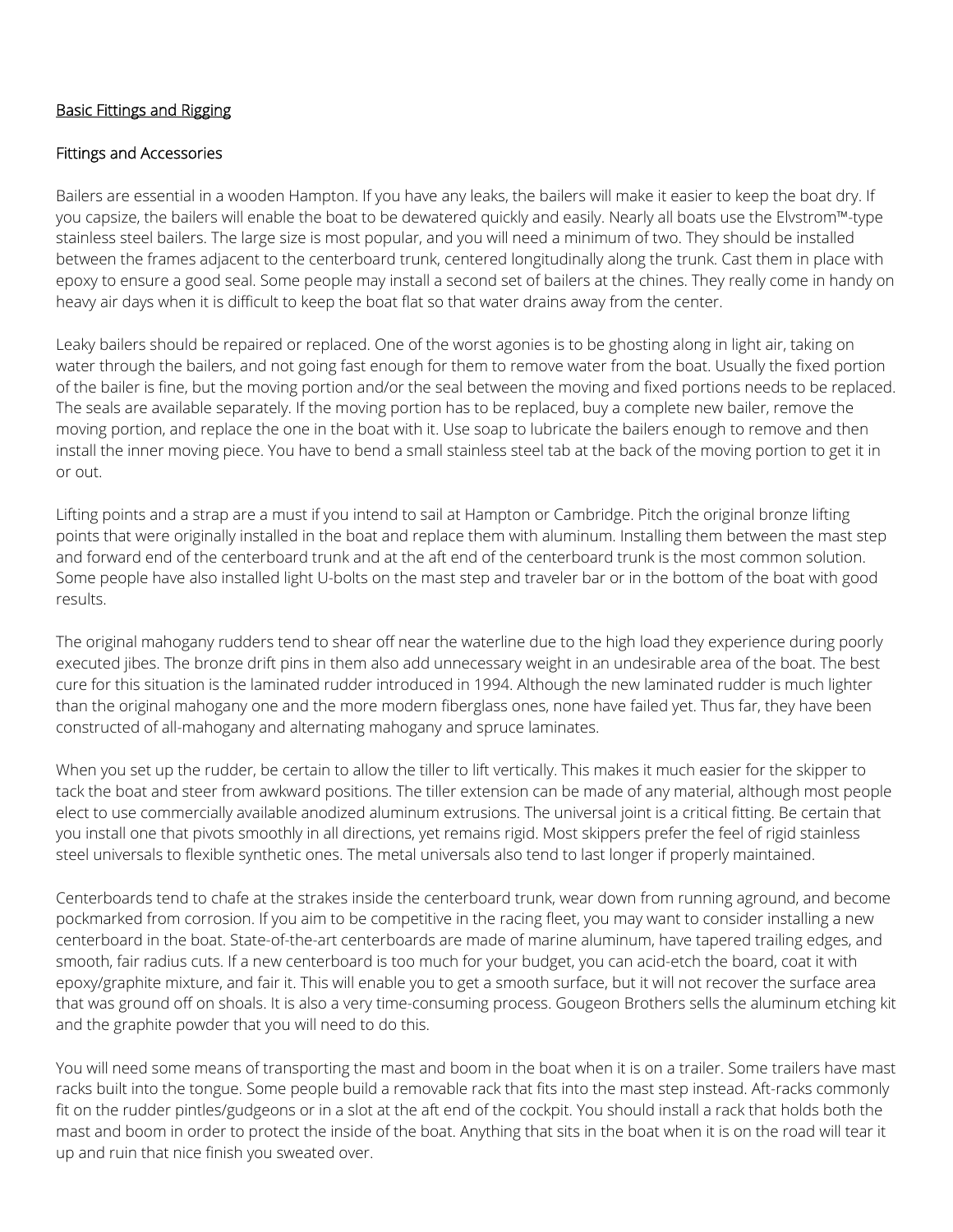## Basic Fittings and Rigging

### Fittings and Accessories

Bailers are essential in a wooden Hampton. If you have any leaks, the bailers will make it easier to keep the boat dry. If you capsize, the bailers will enable the boat to be dewatered quickly and easily. Nearly all boats use the Elvstrom™-type stainless steel bailers. The large size is most popular, and you will need a minimum of two. They should be installed between the frames adjacent to the centerboard trunk, centered longitudinally along the trunk. Cast them in place with epoxy to ensure a good seal. Some people may install a second set of bailers at the chines. They really come in handy on heavy air days when it is difficult to keep the boat flat so that water drains away from the center.

Leaky bailers should be repaired or replaced. One of the worst agonies is to be ghosting along in light air, taking on water through the bailers, and not going fast enough for them to remove water from the boat. Usually the fixed portion of the bailer is fine, but the moving portion and/or the seal between the moving and fixed portions needs to be replaced. The seals are available separately. If the moving portion has to be replaced, buy a complete new bailer, remove the moving portion, and replace the one in the boat with it. Use soap to lubricate the bailers enough to remove and then install the inner moving piece. You have to bend a small stainless steel tab at the back of the moving portion to get it in or out.

Lifting points and a strap are a must if you intend to sail at Hampton or Cambridge. Pitch the original bronze lifting points that were originally installed in the boat and replace them with aluminum. Installing them between the mast step and forward end of the centerboard trunk and at the aft end of the centerboard trunk is the most common solution. Some people have also installed light U-bolts on the mast step and traveler bar or in the bottom of the boat with good results.

The original mahogany rudders tend to shear off near the waterline due to the high load they experience during poorly executed jibes. The bronze drift pins in them also add unnecessary weight in an undesirable area of the boat. The best cure for this situation is the laminated rudder introduced in 1994. Although the new laminated rudder is much lighter than the original mahogany one and the more modern fiberglass ones, none have failed yet. Thus far, they have been constructed of all-mahogany and alternating mahogany and spruce laminates.

When you set up the rudder, be certain to allow the tiller to lift vertically. This makes it much easier for the skipper to tack the boat and steer from awkward positions. The tiller extension can be made of any material, although most people elect to use commercially available anodized aluminum extrusions. The universal joint is a critical fitting. Be certain that you install one that pivots smoothly in all directions, yet remains rigid. Most skippers prefer the feel of rigid stainless steel universals to flexible synthetic ones. The metal universals also tend to last longer if properly maintained.

Centerboards tend to chafe at the strakes inside the centerboard trunk, wear down from running aground, and become pockmarked from corrosion. If you aim to be competitive in the racing fleet, you may want to consider installing a new centerboard in the boat. State-of-the-art centerboards are made of marine aluminum, have tapered trailing edges, and smooth, fair radius cuts. If a new centerboard is too much for your budget, you can acid-etch the board, coat it with epoxy/graphite mixture, and fair it. This will enable you to get a smooth surface, but it will not recover the surface area that was ground off on shoals. It is also a very time-consuming process. Gougeon Brothers sells the aluminum etching kit and the graphite powder that you will need to do this.

You will need some means of transporting the mast and boom in the boat when it is on a trailer. Some trailers have mast racks built into the tongue. Some people build a removable rack that fits into the mast step instead. Aft-racks commonly fit on the rudder pintles/gudgeons or in a slot at the aft end of the cockpit. You should install a rack that holds both the mast and boom in order to protect the inside of the boat. Anything that sits in the boat when it is on the road will tear it up and ruin that nice finish you sweated over.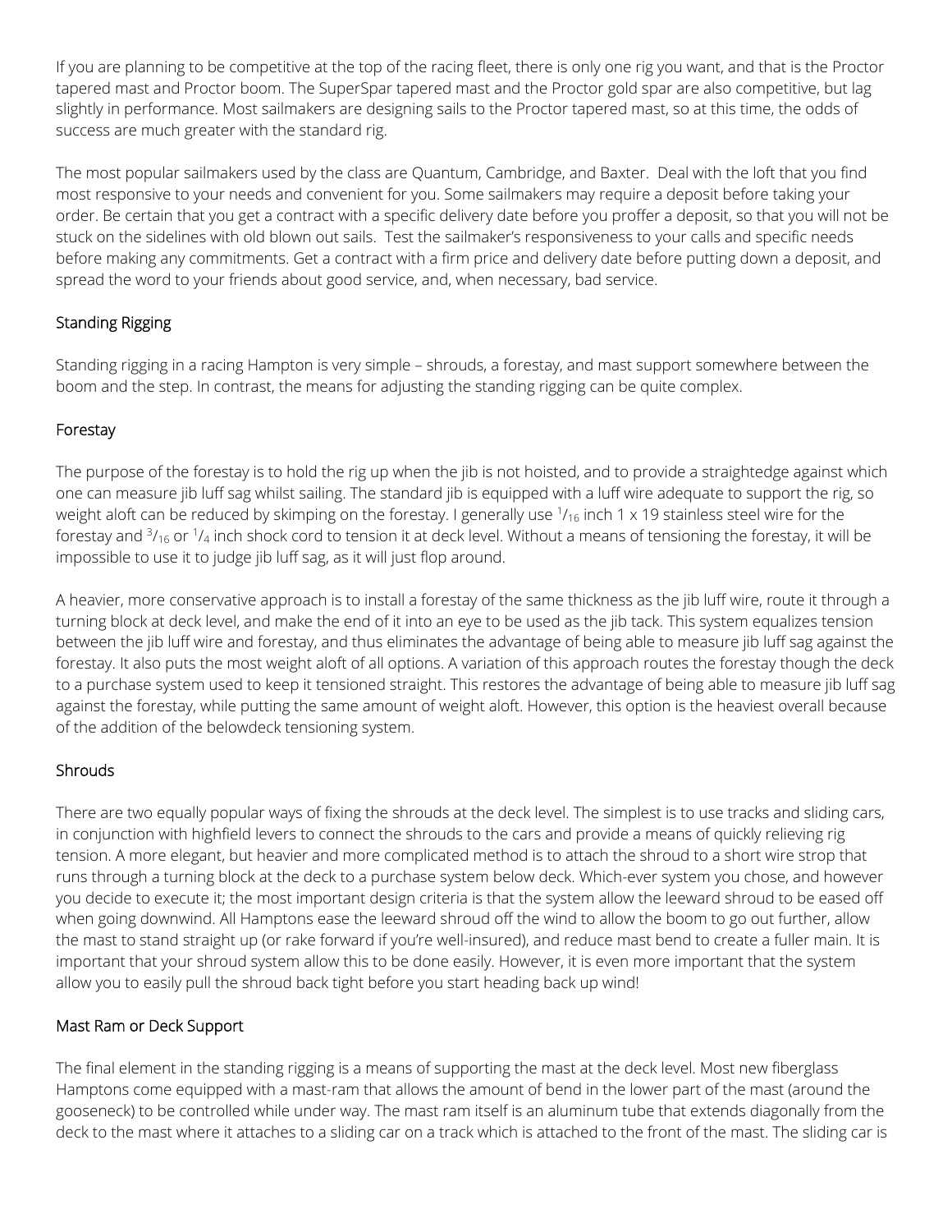If you are planning to be competitive at the top of the racing fleet, there is only one rig you want, and that is the Proctor tapered mast and Proctor boom. The SuperSpar tapered mast and the Proctor gold spar are also competitive, but lag slightly in performance. Most sailmakers are designing sails to the Proctor tapered mast, so at this time, the odds of success are much greater with the standard rig.

The most popular sailmakers used by the class are Quantum, Cambridge, and Baxter. Deal with the loft that you find most responsive to your needs and convenient for you. Some sailmakers may require a deposit before taking your order. Be certain that you get a contract with a specific delivery date before you proffer a deposit, so that you will not be stuck on the sidelines with old blown out sails. Test the sailmaker's responsiveness to your calls and specific needs before making any commitments. Get a contract with a firm price and delivery date before putting down a deposit, and spread the word to your friends about good service, and, when necessary, bad service.

## Standing Rigging

Standing rigging in a racing Hampton is very simple – shrouds, a forestay, and mast support somewhere between the boom and the step. In contrast, the means for adjusting the standing rigging can be quite complex.

### Forestay

The purpose of the forestay is to hold the rig up when the jib is not hoisted, and to provide a straightedge against which one can measure jib luff sag whilst sailing. The standard jib is equipped with a luff wire adequate to support the rig, so weight aloft can be reduced by skimping on the forestay. I generally use $^{1}/_{16}$ inch 1 x 19 stainless steel wire for the forestay and $^{3}/_{16}$ or $^{1}/_{4}$ inch shock cord to tension it at deck level. Without a means of tensioning the forestay, it will be impossible to use it to judge jib luff sag, as it will just flop around.

A heavier, more conservative approach is to install a forestay of the same thickness as the jib luff wire, route it through a turning block at deck level, and make the end of it into an eye to be used as the jib tack. This system equalizes tension between the jib luff wire and forestay, and thus eliminates the advantage of being able to measure jib luff sag against the forestay. It also puts the most weight aloft of all options. A variation of this approach routes the forestay though the deck to a purchase system used to keep it tensioned straight. This restores the advantage of being able to measure jib luff sag against the forestay, while putting the same amount of weight aloft. However, this option is the heaviest overall because of the addition of the belowdeck tensioning system.

### Shrouds

There are two equally popular ways of fixing the shrouds at the deck level. The simplest is to use tracks and sliding cars, in conjunction with highfield levers to connect the shrouds to the cars and provide a means of quickly relieving rig tension. A more elegant, but heavier and more complicated method is to attach the shroud to a short wire strop that runs through a turning block at the deck to a purchase system below deck. Which-ever system you chose, and however you decide to execute it; the most important design criteria is that the system allow the leeward shroud to be eased off when going downwind. All Hamptons ease the leeward shroud off the wind to allow the boom to go out further, allow the mast to stand straight up (or rake forward if you're well-insured), and reduce mast bend to create a fuller main. It is important that your shroud system allow this to be done easily. However, it is even more important that the system allow you to easily pull the shroud back tight before you start heading back up wind!

### Mast Ram or Deck Support

The final element in the standing rigging is a means of supporting the mast at the deck level. Most new fiberglass Hamptons come equipped with a mast-ram that allows the amount of bend in the lower part of the mast (around the gooseneck) to be controlled while under way. The mast ram itself is an aluminum tube that extends diagonally from the deck to the mast where it attaches to a sliding car on a track which is attached to the front of the mast. The sliding car is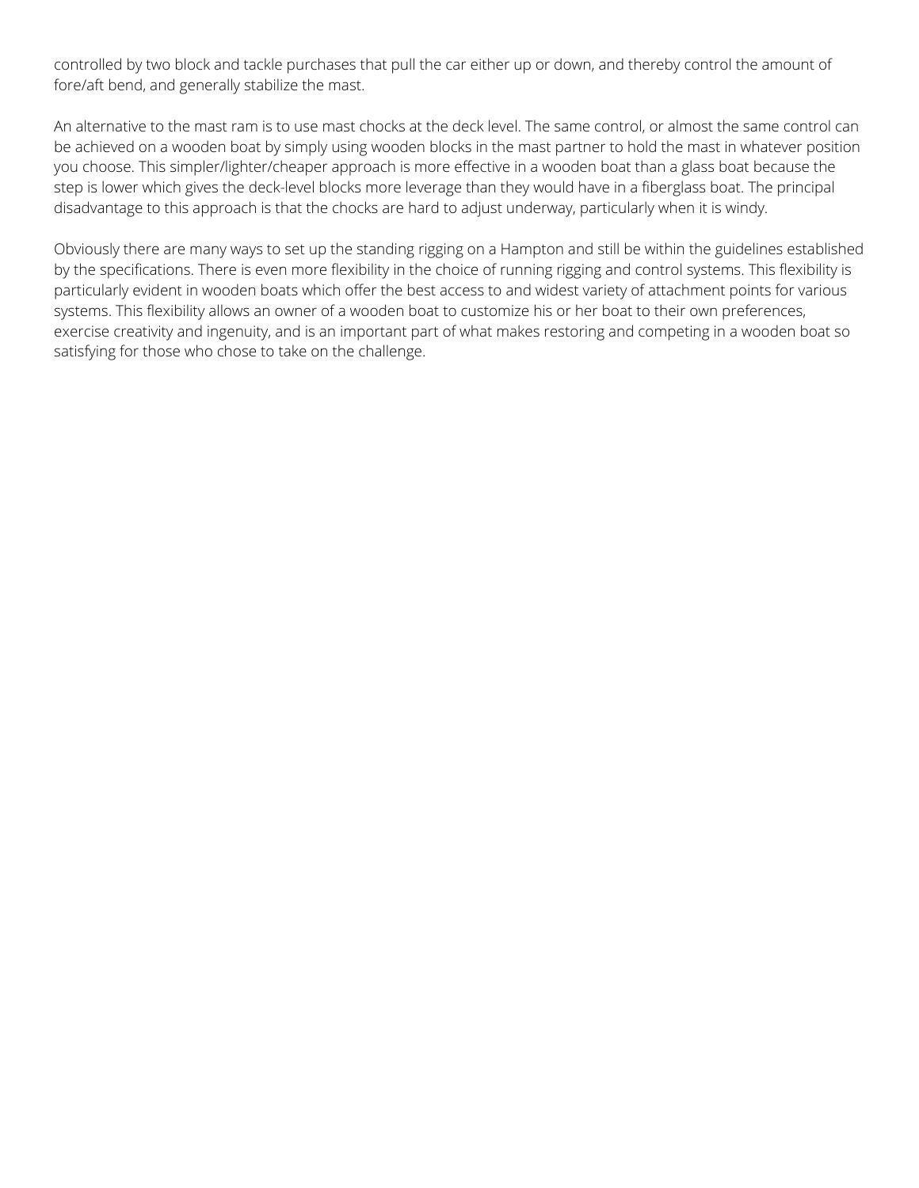controlled by two block and tackle purchases that pull the car either up or down, and thereby control the amount of fore/aft bend, and generally stabilize the mast.

An alternative to the mast ram is to use mast chocks at the deck level. The same control, or almost the same control can be achieved on a wooden boat by simply using wooden blocks in the mast partner to hold the mast in whatever position you choose. This simpler/lighter/cheaper approach is more effective in a wooden boat than a glass boat because the step is lower which gives the deck-level blocks more leverage than they would have in a fiberglass boat. The principal disadvantage to this approach is that the chocks are hard to adjust underway, particularly when it is windy.

Obviously there are many ways to set up the standing rigging on a Hampton and still be within the guidelines established by the specifications. There is even more flexibility in the choice of running rigging and control systems. This flexibility is particularly evident in wooden boats which offer the best access to and widest variety of attachment points for various systems. This flexibility allows an owner of a wooden boat to customize his or her boat to their own preferences, exercise creativity and ingenuity, and is an important part of what makes restoring and competing in a wooden boat so satisfying for those who chose to take on the challenge.